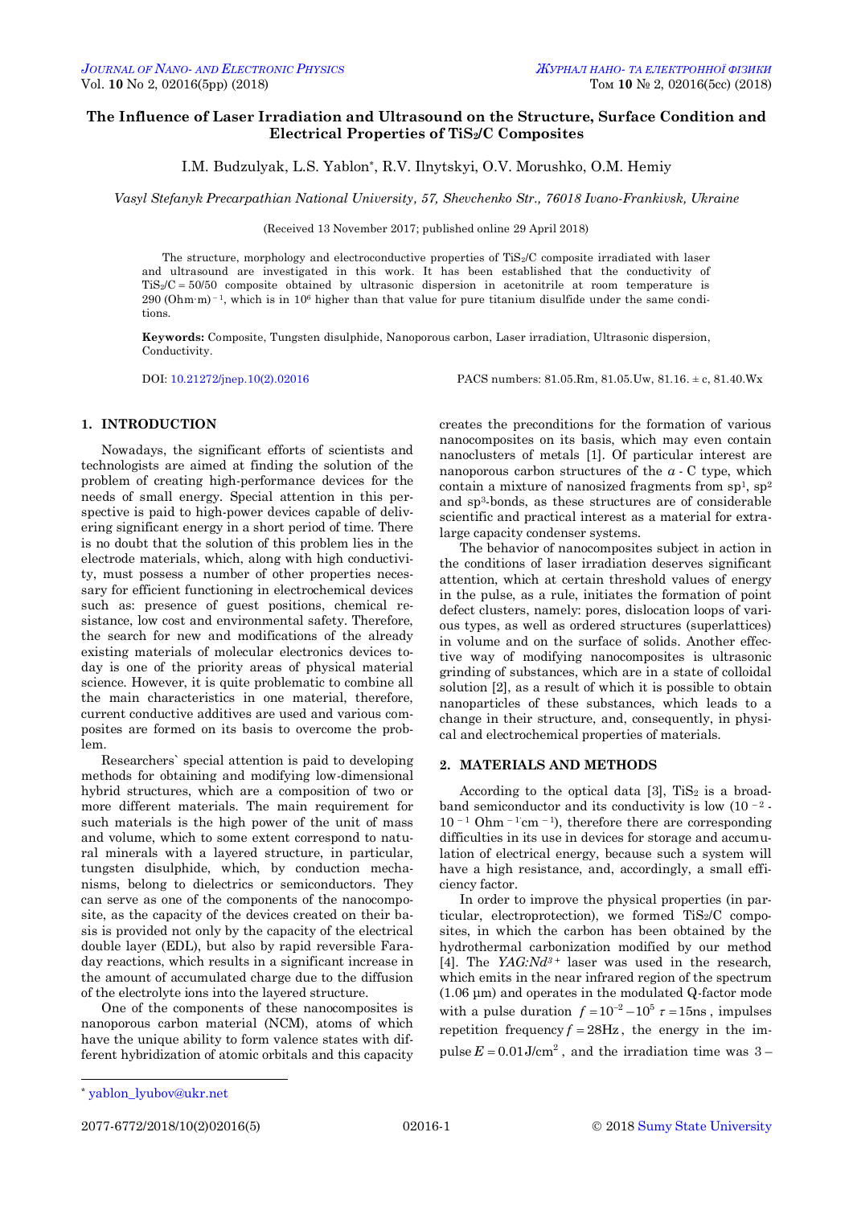# The Influence of Laser Irradiation and Ultrasound on the Structure, Surface Condition and Electrical Properties of $TiS_2$/C Composites

I.M. Budzulyak, L.S. Yablon*, R.V. Ilnytskyi, O.V. Morushko, O.M. Hemiy

*Vasyl Stefanyk Precarpathian National University, 57, Shevchenko Str., 76018 Ivano-Frankivsk, Ukraine*

(Received 13 November 2017; published online 29 April 2018)

The structure, morphology and electroconductive properties of $TiS_2$/C composite irradiated with laser and ultrasound are investigated in this work. It has been established that the conductivity of $TiS_2$/C = 50/50 composite obtained by ultrasonic dispersion in acetonitrile at room temperature is 290 $(Ohm{\cdot}m)^{-1}$, which is in $10^6$ higher than that value for pure titanium disulfide under the same conditions.

**Keywords:** Composite, Tungsten disulphide, Nanoporous carbon, Laser irradiation, Ultrasonic dispersion, Conductivity.

DOI: 10.21272/jnep.10(2).02016 PACS numbers: 81.05.Rm, 81.05.Uw, 81.16. ± c, 81.40.Wx

## 1. INTRODUCTION

Nowadays, the significant efforts of scientists and technologists are aimed at finding the solution of the problem of creating high-performance devices for the needs of small energy. Special attention in this perspective is paid to high-power devices capable of delivering significant energy in a short period of time. There is no doubt that the solution of this problem lies in the electrode materials, which, along with high conductivity, must possess a number of other properties necessary for efficient functioning in electrochemical devices such as: presence of guest positions, chemical resistance, low cost and environmental safety. Therefore, the search for new and modifications of the already existing materials of molecular electronics devices today is one of the priority areas of physical material science. However, it is quite problematic to combine all the main characteristics in one material, therefore, current conductive additives are used and various composites are formed on its basis to overcome the problem.

Researchers` special attention is paid to developing methods for obtaining and modifying low-dimensional hybrid structures, which are a composition of two or more different materials. The main requirement for such materials is the high power of the unit of mass and volume, which to some extent correspond to natural minerals with a layered structure, in particular, tungsten disulphide, which, by conduction mechanisms, belong to dielectrics or semiconductors. They can serve as one of the components of the nanocomposite, as the capacity of the devices created on their basis is provided not only by the capacity of the electrical double layer (EDL), but also by rapid reversible Faraday reactions, which results in a significant increase in the amount of accumulated charge due to the diffusion of the electrolyte ions into the layered structure.

One of the components of these nanocomposites is nanoporous carbon material (NCM), atoms of which have the unique ability to form valence states with different hybridization of atomic orbitals and this capacity creates the preconditions for the formation of various nanocomposites on its basis, which may even contain nanoclusters of metals [1]. Of particular interest are nanoporous carbon structures of the $a$ - C type, which contain a mixture of nanosized fragments from $sp^1$, $sp^2$ and $sp^3$-bonds, as these structures are of considerable scientific and practical interest as a material for extra-large capacity condenser systems.

The behavior of nanocomposites subject in action in the conditions of laser irradiation deserves significant attention, which at certain threshold values of energy in the pulse, as a rule, initiates the formation of point defect clusters, namely: pores, dislocation loops of various types, as well as ordered structures (superlattices) in volume and on the surface of solids. Another effective way of modifying nanocomposites is ultrasonic grinding of substances, which are in a state of colloidal solution [2], as a result of which it is possible to obtain nanoparticles of these substances, which leads to a change in their structure, and, consequently, in physical and electrochemical properties of materials.

## 2. MATERIALS AND METHODS

According to the optical data [3], $TiS_2$ is a broadband semiconductor and its conductivity is low ($10^{-2}$ - $10^{-1}$ $Ohm^{-1}cm^{-1}$), therefore there are corresponding difficulties in its use in devices for storage and accumulation of electrical energy, because such a system will have a high resistance, and, accordingly, a small efficiency factor.

In order to improve the physical properties (in particular, electroprotection), we formed $TiS_2$/C composites, in which the carbon has been obtained by the hydrothermal carbonization modified by our method [4]. The *YAG:Nd*$^{3+}$ laser was used in the research, which emits in the near infrared region of the spectrum (1.06 µm) and operates in the modulated Q-factor mode with a pulse duration $f = 10^{-2} - 10^{5}$ $\tau = 15\text{ns}$, impulses repetition frequency $f = 28\text{Hz}$, the energy in the impulse $E = 0.01\,\text{J/cm}^2$, and the irradiation time was 3 –

\* yablon_lyubov@ukr.net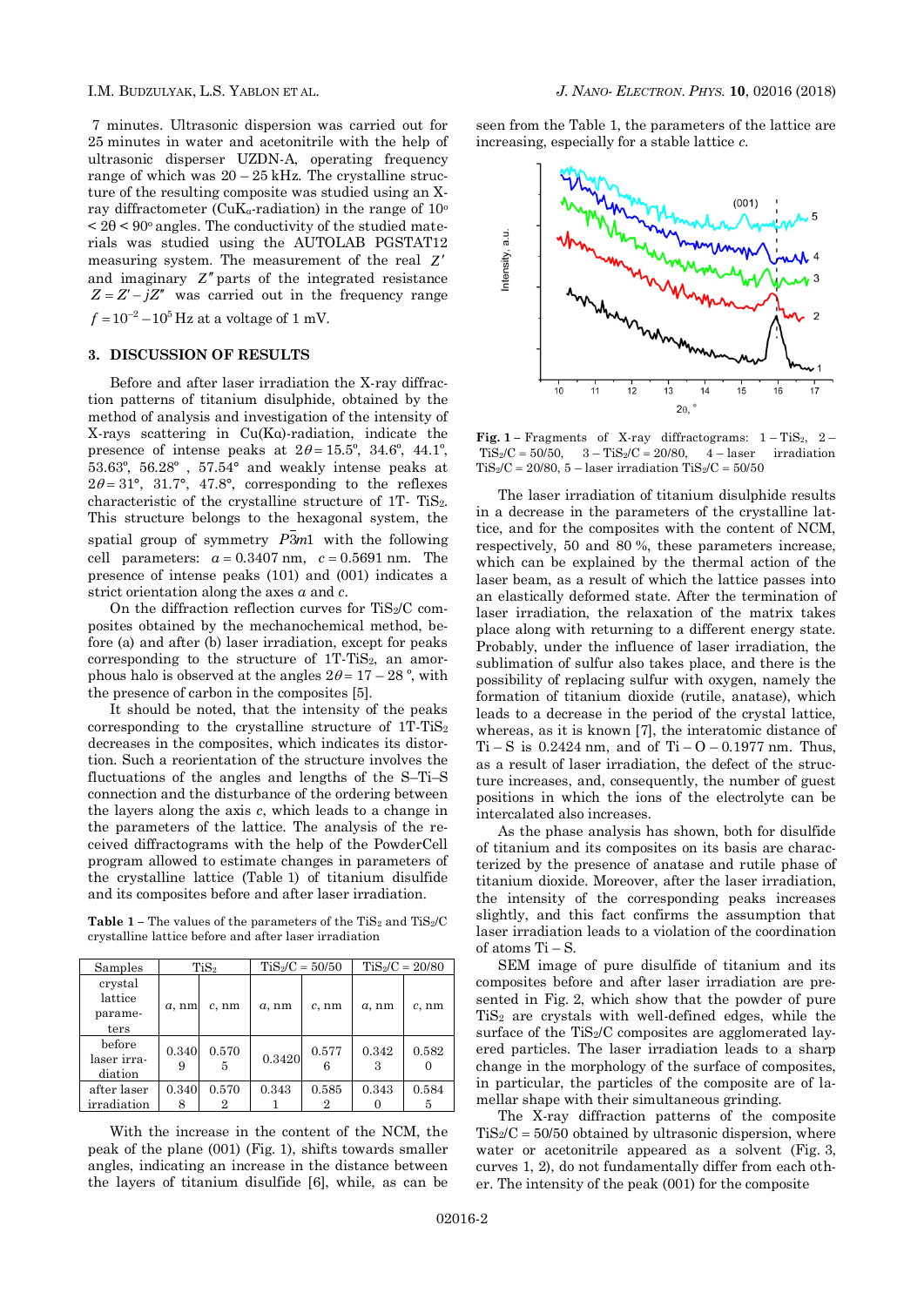7 minutes. Ultrasonic dispersion was carried out for 25 minutes in water and acetonitrile with the help of ultrasonic disperser UZDN-A, operating frequency range of which was 20 – 25 kHz. The crystalline structure of the resulting composite was studied using an X-ray diffractometer (CuK$_\alpha$-radiation) in the range of $10^o < 2\theta < 90^o$ angles. The conductivity of the studied materials was studied using the AUTOLAB PGSTAT12 measuring system. The measurement of the real $Z'$ and imaginary $Z''$ parts of the integrated resistance $Z = Z' - jZ''$ was carried out in the frequency range $f = 10^{-2} - 10^5$ Hz at a voltage of 1 mV.

## 3. DISCUSSION OF RESULTS

Before and after laser irradiation the X-ray diffraction patterns of titanium disulphide, obtained by the method of analysis and investigation of the intensity of X-rays scattering in Cu(K$\alpha$)-radiation, indicate the presence of intense peaks at $2\theta = 15.5^o$, $34.6^o$, $44.1^o$, $53.63^o$, $56.28^o$, $57.54^o$ and weakly intense peaks at $2\theta = 31^o$, $31.7^o$, $47.8^o$, corresponding to the reflexes characteristic of the crystalline structure of 1T- $TiS_2$. This structure belongs to the hexagonal system, the spatial group of symmetry $P\bar{3}m1$ with the following cell parameters: $a = 0.3407$ nm, $c = 0.5691$ nm. The presence of intense peaks (101) and (001) indicates a strict orientation along the axes $a$ and $c$.

On the diffraction reflection curves for $TiS_2$/C composites obtained by the mechanochemical method, before (a) and after (b) laser irradiation, except for peaks corresponding to the structure of 1T-$TiS_2$, an amorphous halo is observed at the angles $2\theta = 17 - 28^o$, with the presence of carbon in the composites [5].

It should be noted, that the intensity of the peaks corresponding to the crystalline structure of 1T-$TiS_2$ decreases in the composites, which indicates its distortion. Such a reorientation of the structure involves the fluctuations of the angles and lengths of the S–Ti–S connection and the disturbance of the ordering between the layers along the axis $c$, which leads to a change in the parameters of the lattice. The analysis of the received diffractograms with the help of the PowderCell program allowed to estimate changes in parameters of the crystalline lattice (Table 1) of titanium disulfide and its composites before and after laser irradiation.

**Table 1** – The values of the parameters of the $TiS_2$ and $TiS_2$/C crystalline lattice before and after laser irradiation

| Samples | $TiS_2$ | | $TiS_2$/C = 50/50 | | $TiS_2$/C = 20/80 | |
|---|---|---|---|---|---|---|
| crystal lattice parameters | $a$, nm | $c$, nm | $a$, nm | $c$, nm | $a$, nm | $c$, nm |
| before laser irradiation | 0.3409 | 0.5705 | 0.3420 | 0.5776 | 0.3423 | 0.5820 |
| after laser irradiation | 0.3408 | 0.5702 | 0.3431 | 0.5852 | 0.3430 | 0.5845 |

With the increase in the content of the NCM, the peak of the plane (001) (Fig. 1), shifts towards smaller angles, indicating an increase in the distance between the layers of titanium disulfide [6], while, as can be seen from the Table 1, the parameters of the lattice are increasing, especially for a stable lattice $c$.

(001)
5
4
3
2
1
Intensity, a.u.
10 11 12 13 14 15 16 17
2θ, °

**Fig. 1** – Fragments of X-ray diffractograms: 1 – $TiS_2$, 2 – $TiS_2$/C = 50/50, 3 – $TiS_2$/C = 20/80, 4 – laser irradiation $TiS_2$/C = 20/80, 5 – laser irradiation $TiS_2$/C = 50/50

The laser irradiation of titanium disulphide results in a decrease in the parameters of the crystalline lattice, and for the composites with the content of NCM, respectively, 50 and 80 %, these parameters increase, which can be explained by the thermal action of the laser beam, as a result of which the lattice passes into an elastically deformed state. After the termination of laser irradiation, the relaxation of the matrix takes place along with returning to a different energy state. Probably, under the influence of laser irradiation, the sublimation of sulfur also takes place, and there is the possibility of replacing sulfur with oxygen, namely the formation of titanium dioxide (rutile, anatase), which leads to a decrease in the period of the crystal lattice, whereas, as it is known [7], the interatomic distance of Ti – S is 0.2424 nm, and of Ti – O – 0.1977 nm. Thus, as a result of laser irradiation, the defect of the structure increases, and, consequently, the number of guest positions in which the ions of the electrolyte can be intercalated also increases.

As the phase analysis has shown, both for disulfide of titanium and its composites on its basis are characterized by the presence of anatase and rutile phase of titanium dioxide. Moreover, after the laser irradiation, the intensity of the corresponding peaks increases slightly, and this fact confirms the assumption that laser irradiation leads to a violation of the coordination of atoms Ti – S.

SEM image of pure disulfide of titanium and its composites before and after laser irradiation are presented in Fig. 2, which show that the powder of pure $TiS_2$ are crystals with well-defined edges, while the surface of the $TiS_2$/C composites are agglomerated layered particles. The laser irradiation leads to a sharp change in the morphology of the surface of composites, in particular, the particles of the composite are of lamellar shape with their simultaneous grinding.

The X-ray diffraction patterns of the composite $TiS_2$/C = 50/50 obtained by ultrasonic dispersion, where water or acetonitrile appeared as a solvent (Fig. 3, curves 1, 2), do not fundamentally differ from each other. The intensity of the peak (001) for the composite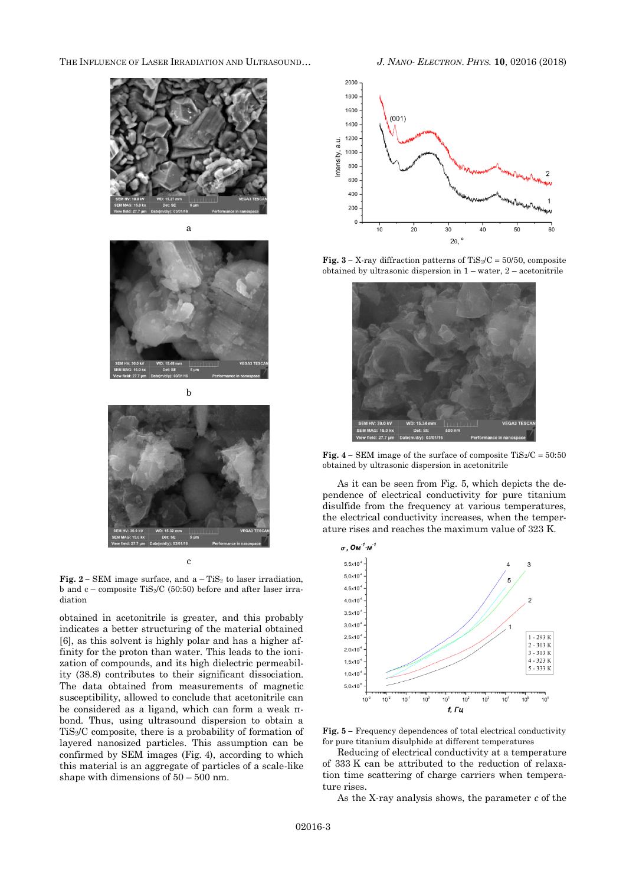a

b

c

**Fig. 2** – SEM image surface, and a – $TiS_2$ to laser irradiation, b and c – composite $TiS_2$/C (50:50) before and after laser irradiation

obtained in acetonitrile is greater, and this probably indicates a better structuring of the material obtained [6], as this solvent is highly polar and has a higher affinity for the proton than water. This leads to the ionization of compounds, and its high dielectric permeability (38.8) contributes to their significant dissociation. The data obtained from measurements of magnetic susceptibility, allowed to conclude that acetonitrile can be considered as a ligand, which can form a weak π-bond. Thus, using ultrasound dispersion to obtain a $TiS_2$/C composite, there is a probability of formation of layered nanosized particles. This assumption can be confirmed by SEM images (Fig. 4), according to which this material is an aggregate of particles of a scale-like shape with dimensions of 50 – 500 nm.

Intensity, a.u.
2000
1800
1600
1400
1200
1000
800
600
400
200
0
(001)
2
1
10
20
30
40
50
60
2θ, °

**Fig. 3** – X-ray diffraction patterns of $TiS_2$/C = 50/50, composite obtained by ultrasonic dispersion in 1 – water, 2 – acetonitrile

**Fig. 4** – SEM image of the surface of composite $TiS_2$/C = 50:50 obtained by ultrasonic dispersion in acetonitrile

As it can be seen from Fig. 5, which depicts the dependence of electrical conductivity for pure titanium disulfide from the frequency at various temperatures, the electrical conductivity increases, when the temperature rises and reaches the maximum value of 323 K.

σ, Ом⁻¹·м⁻¹
5,5x10⁻⁴
5,0x10⁻⁴
4,5x10⁻⁴
4,0x10⁻⁴
3,5x10⁻⁴
3,0x10⁻⁴
2,5x10⁻⁴
2,0x10⁻⁴
1,5x10⁻⁴
1,0x10⁻⁴
5,0x10⁻⁵
10⁻³
10⁻²
10⁻¹
10⁰
10¹
10²
10³
10⁴
10⁵
10⁶
f, Гц
1 - 293 K
2 - 303 K
3 - 313 K
4 - 323 K
5 - 333 K

**Fig. 5** – Frequency dependences of total electrical conductivity for pure titanium disulphide at different temperatures

Reducing of electrical conductivity at a temperature of 333 K can be attributed to the reduction of relaxation time scattering of charge carriers when temperature rises.

As the X-ray analysis shows, the parameter *c* of the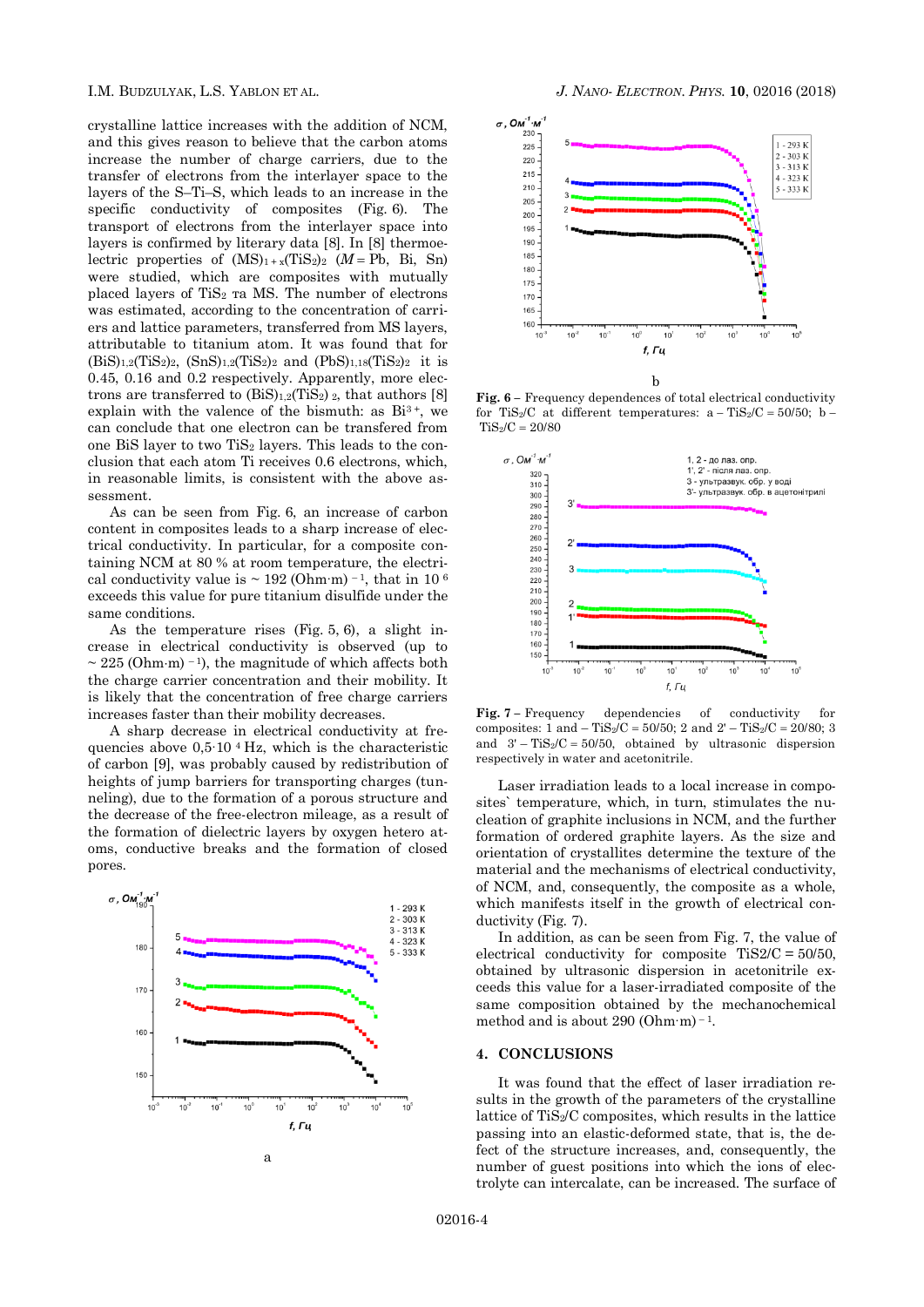crystalline lattice increases with the addition of NCM, and this gives reason to believe that the carbon atoms increase the number of charge carriers, due to the transfer of electrons from the interlayer space to the layers of the S–Ti–S, which leads to an increase in the specific conductivity of composites (Fig. 6). The transport of electrons from the interlayer space into layers is confirmed by literary data [8]. In [8] thermoelectric properties of $(MS)_{1+x}(TiS_2)_2$ ($M$ = Pb, Bi, Sn) were studied, which are composites with mutually placed layers of $TiS_2$ та MS. The number of electrons was estimated, according to the concentration of carriers and lattice parameters, transferred from MS layers, attributable to titanium atom. It was found that for $(BiS)_{1,2}(TiS_2)_2$, $(SnS)_{1,2}(TiS_2)_2$ and $(PbS)_{1,18}(TiS_2)_2$ it is 0.45, 0.16 and 0.2 respectively. Apparently, more electrons are transferred to $(BiS)_{1,2}(TiS_2)_2$, that authors [8] explain with the valence of the bismuth: as $Bi^{3+}$, we can conclude that one electron can be transfered from one BiS layer to two $TiS_2$ layers. This leads to the conclusion that each atom Ti receives 0.6 electrons, which, in reasonable limits, is consistent with the above assessment.

As can be seen from Fig. 6, an increase of carbon content in composites leads to a sharp increase of electrical conductivity. In particular, for a composite containing NCM at 80 % at room temperature, the electrical conductivity value is ~ 192 $(Ohm\cdot m)^{-1}$, that in $10^6$ exceeds this value for pure titanium disulfide under the same conditions.

As the temperature rises (Fig. 5, 6), a slight increase in electrical conductivity is observed (up to ~ 225 $(Ohm\cdot m)^{-1}$), the magnitude of which affects both the charge carrier concentration and their mobility. It is likely that the concentration of free charge carriers increases faster than their mobility decreases.

A sharp decrease in electrical conductivity at frequencies above $0{,}5\cdot10^4$ Hz, which is the characteristic of carbon [9], was probably caused by redistribution of heights of jump barriers for transporting charges (tunneling), due to the formation of a porous structure and the decrease of the free-electron mileage, as a result of the formation of dielectric layers by oxygen hetero atoms, conductive breaks and the formation of closed pores.

σ, Ом⁻¹·м⁻¹

1 - 293 K
2 - 303 K
3 - 313 K
4 - 323 K
5 - 333 K

f, Гц

a

σ, Ом⁻¹·м⁻¹

1 - 293 K
2 - 303 K
3 - 313 K
4 - 323 K
5 - 333 K

f, Гц

b

**Fig. 6** – Frequency dependences of total electrical conductivity for $TiS_2/C$ at different temperatures: a – $TiS_2/C$ = 50/50; b – $TiS_2/C$ = 20/80

σ, Ом⁻¹·м⁻¹

1, 2 - до лаз. опр.
1', 2' - після лаз. опр.
3 - ультразвук. обр. у воді
3'- ультразвук. обр. в ацетонітрилі

f, Гц

**Fig. 7** – Frequency dependencies of conductivity for composites: 1 and – $TiS_2/C$ = 50/50; 2 and 2' – $TiS_2/C$ = 20/80; 3 and 3' – $TiS_2/C$ = 50/50, obtained by ultrasonic dispersion respectively in water and acetonitrile.

Laser irradiation leads to a local increase in composites` temperature, which, in turn, stimulates the nucleation of graphite inclusions in NCM, and the further formation of ordered graphite layers. As the size and orientation of crystallites determine the texture of the material and the mechanisms of electrical conductivity, of NCM, and, consequently, the composite as a whole, which manifests itself in the growth of electrical conductivity (Fig. 7).

In addition, as can be seen from Fig. 7, the value of electrical conductivity for composite TiS2/C = 50/50, obtained by ultrasonic dispersion in acetonitrile exceeds this value for a laser-irradiated composite of the same composition obtained by the mechanochemical method and is about 290 $(Ohm\cdot m)^{-1}$.

## 4. CONCLUSIONS

It was found that the effect of laser irradiation results in the growth of the parameters of the crystalline lattice of $TiS_2/C$ composites, which results in the lattice passing into an elastic-deformed state, that is, the defect of the structure increases, and, consequently, the number of guest positions into which the ions of electrolyte can intercalate, can be increased. The surface of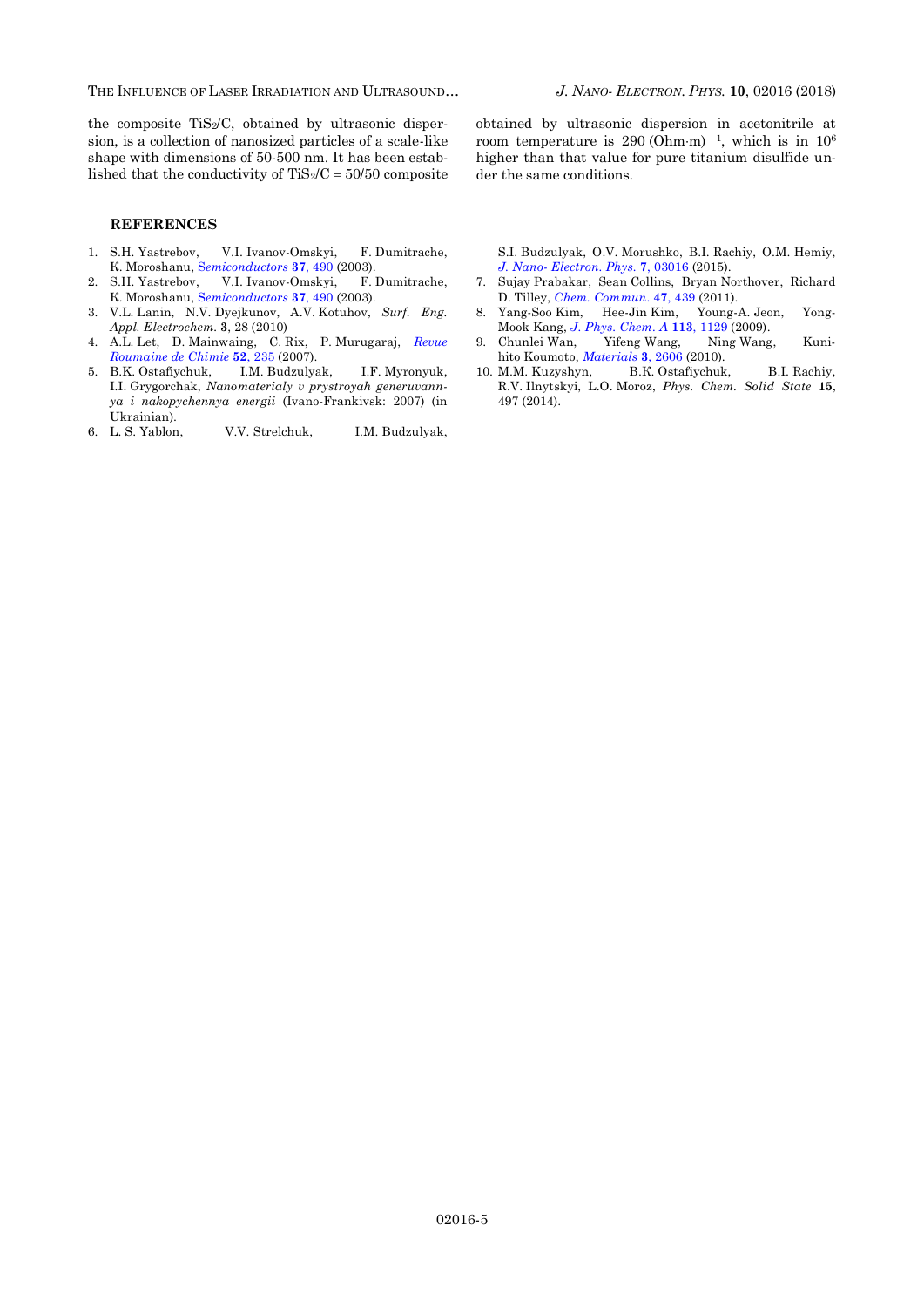the composite $TiS_2/C$, obtained by ultrasonic dispersion, is a collection of nanosized particles of a scale-like shape with dimensions of 50-500 nm. It has been established that the conductivity of $TiS_2/C = 50/50$ composite obtained by ultrasonic dispersion in acetonitrile at room temperature is 290 $(\text{Ohm}\cdot\text{m})^{-1}$, which is in $10^6$ higher than that value for pure titanium disulfide under the same conditions.

## REFERENCES

1. S.H. Yastrebov, V.I. Ivanov-Omskyi, F. Dumitrache, K. Moroshanu, *Semiconductors* **37**, 490 (2003).
2. S.H. Yastrebov, V.I. Ivanov-Omskyi, F. Dumitrache, K. Moroshanu, *Semiconductors* **37**, 490 (2003).
3. V.L. Lanin, N.V. Dyejkunov, A.V. Kotuhov, *Surf. Eng. Appl. Electrochem.* **3**, 28 (2010)
4. A.L. Let, D. Mainwaing, C. Rix, P. Murugaraj, *Revue Roumaine de Chimie* **52**, 235 (2007).
5. B.K. Ostafiychuk, I.M. Budzulyak, I.F. Myronyuk, I.I. Grygorchak, *Nanomaterialy v prystroyah generuvannya i nakopychennya energii* (Ivano-Frankivsk: 2007) (in Ukrainian).
6. L. S. Yablon, V.V. Strelchuk, I.M. Budzulyak, S.I. Budzulyak, O.V. Morushko, B.I. Rachiy, O.M. Hemiy, *J. Nano- Electron. Phys.* **7**, 03016 (2015).
7. Sujay Prabakar, Sean Collins, Bryan Northover, Richard D. Tilley, *Chem. Commun.* **47**, 439 (2011).
8. Yang-Soo Kim, Hee-Jin Kim, Young-A. Jeon, Yong-Mook Kang, *J. Phys. Chem. A* **113**, 1129 (2009).
9. Chunlei Wan, Yifeng Wang, Ning Wang, Kunihito Koumoto, *Materials* **3**, 2606 (2010).
10. M.M. Kuzyshyn, B.K. Ostafiychuk, B.I. Rachiy, R.V. Ilnytskyi, L.O. Moroz, *Phys. Chem. Solid State* **15**, 497 (2014).